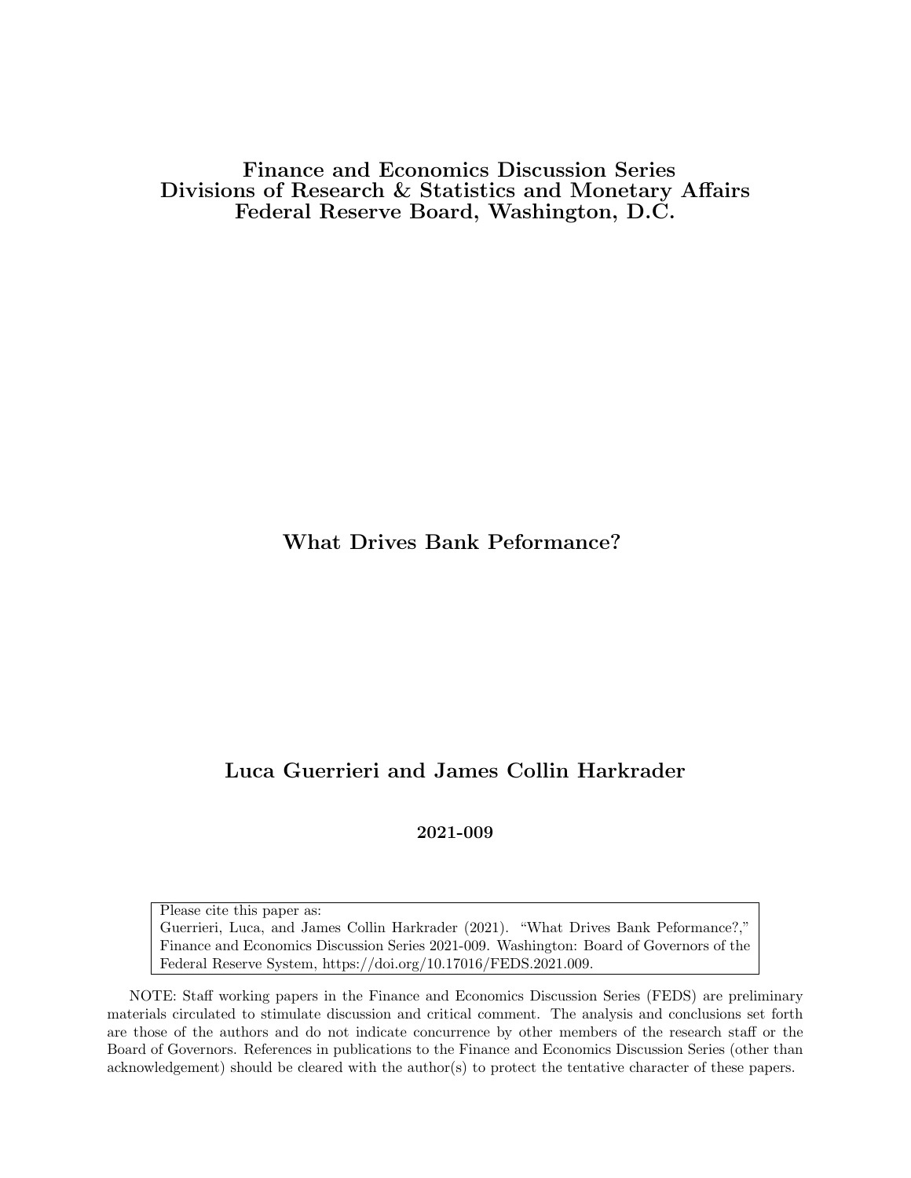**Finance and Economics Discussion Series**
**Divisions of Research & Statistics and Monetary Affairs**
**Federal Reserve Board, Washington, D.C.**

# What Drives Bank Peformance?

## Luca Guerrieri and James Collin Harkrader

**2021-009**

Please cite this paper as:
Guerrieri, Luca, and James Collin Harkrader (2021). "What Drives Bank Peformance?," Finance and Economics Discussion Series 2021-009. Washington: Board of Governors of the Federal Reserve System, https://doi.org/10.17016/FEDS.2021.009.

NOTE: Staff working papers in the Finance and Economics Discussion Series (FEDS) are preliminary materials circulated to stimulate discussion and critical comment. The analysis and conclusions set forth are those of the authors and do not indicate concurrence by other members of the research staff or the Board of Governors. References in publications to the Finance and Economics Discussion Series (other than acknowledgement) should be cleared with the author(s) to protect the tentative character of these papers.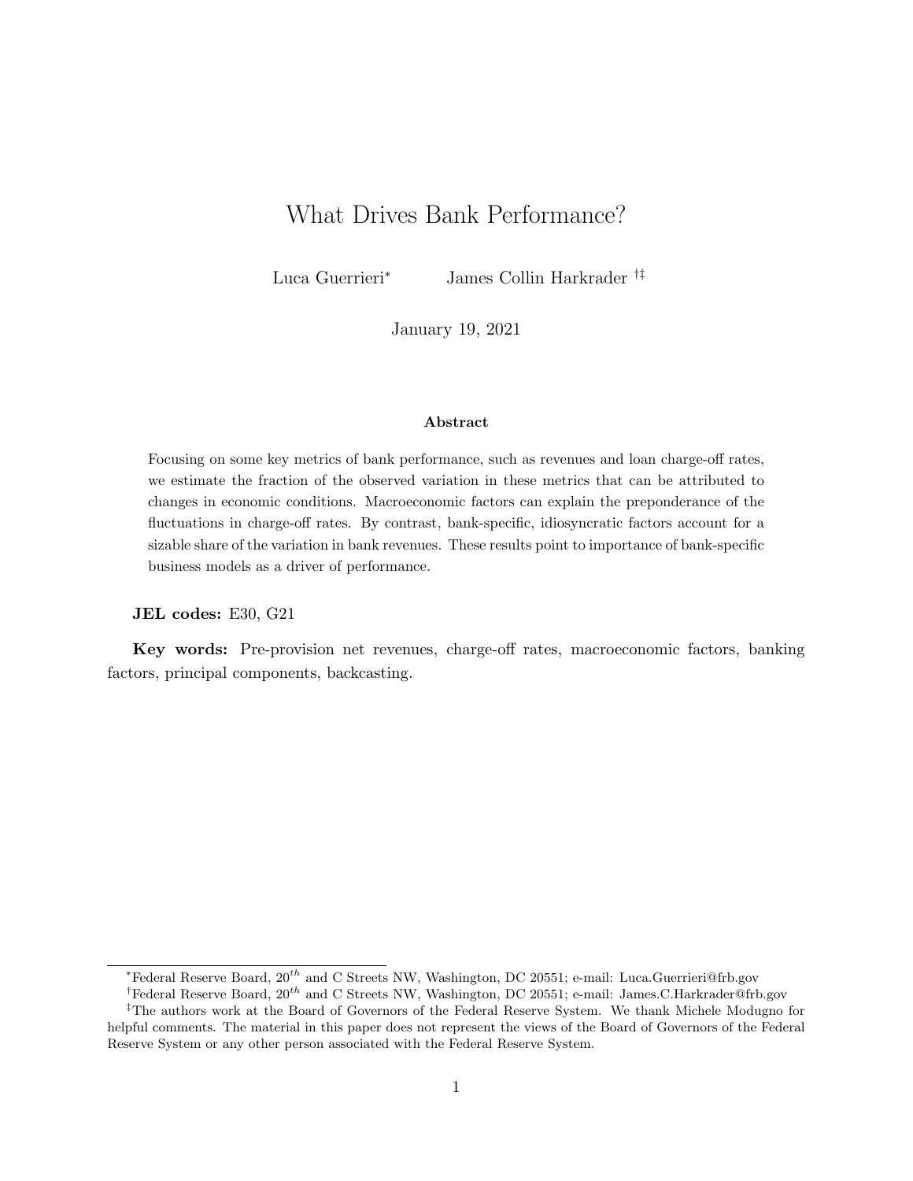# What Drives Bank Performance?

Luca Guerrieri[*] James Collin Harkrader [†‡]

January 19, 2021

**Abstract**

Focusing on some key metrics of bank performance, such as revenues and loan charge-off rates, we estimate the fraction of the observed variation in these metrics that can be attributed to changes in economic conditions. Macroeconomic factors can explain the preponderance of the fluctuations in charge-off rates. By contrast, bank-specific, idiosyncratic factors account for a sizable share of the variation in bank revenues. These results point to importance of bank-specific business models as a driver of performance.

**JEL codes:** E30, G21

**Key words:** Pre-provision net revenues, charge-off rates, macroeconomic factors, banking factors, principal components, backcasting.

---

[*] Federal Reserve Board, $20^{th}$ and C Streets NW, Washington, DC 20551; e-mail: Luca.Guerrieri@frb.gov

[†] Federal Reserve Board, $20^{th}$ and C Streets NW, Washington, DC 20551; e-mail: James.C.Harkrader@frb.gov

[‡] The authors work at the Board of Governors of the Federal Reserve System. We thank Michele Modugno for helpful comments. The material in this paper does not represent the views of the Board of Governors of the Federal Reserve System or any other person associated with the Federal Reserve System.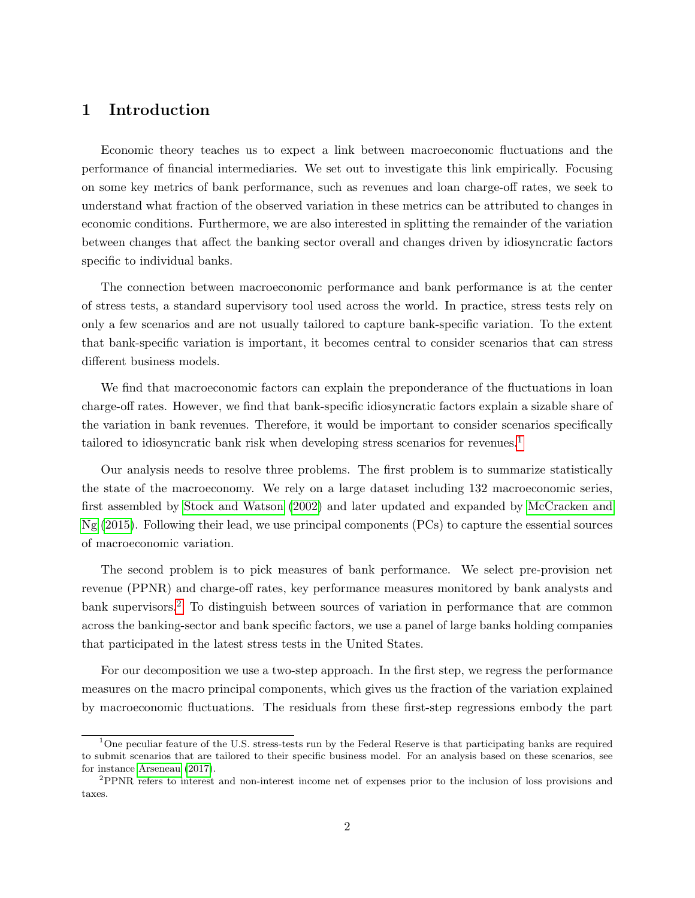# 1 Introduction

Economic theory teaches us to expect a link between macroeconomic fluctuations and the performance of financial intermediaries. We set out to investigate this link empirically. Focusing on some key metrics of bank performance, such as revenues and loan charge-off rates, we seek to understand what fraction of the observed variation in these metrics can be attributed to changes in economic conditions. Furthermore, we are also interested in splitting the remainder of the variation between changes that affect the banking sector overall and changes driven by idiosyncratic factors specific to individual banks.

The connection between macroeconomic performance and bank performance is at the center of stress tests, a standard supervisory tool used across the world. In practice, stress tests rely on only a few scenarios and are not usually tailored to capture bank-specific variation. To the extent that bank-specific variation is important, it becomes central to consider scenarios that can stress different business models.

We find that macroeconomic factors can explain the preponderance of the fluctuations in loan charge-off rates. However, we find that bank-specific idiosyncratic factors explain a sizable share of the variation in bank revenues. Therefore, it would be important to consider scenarios specifically tailored to idiosyncratic bank risk when developing stress scenarios for revenues.[1]

Our analysis needs to resolve three problems. The first problem is to summarize statistically the state of the macroeconomy. We rely on a large dataset including 132 macroeconomic series, first assembled by Stock and Watson (2002) and later updated and expanded by McCracken and Ng (2015). Following their lead, we use principal components (PCs) to capture the essential sources of macroeconomic variation.

The second problem is to pick measures of bank performance. We select pre-provision net revenue (PPNR) and charge-off rates, key performance measures monitored by bank analysts and bank supervisors.[2] To distinguish between sources of variation in performance that are common across the banking-sector and bank specific factors, we use a panel of large banks holding companies that participated in the latest stress tests in the United States.

For our decomposition we use a two-step approach. In the first step, we regress the performance measures on the macro principal components, which gives us the fraction of the variation explained by macroeconomic fluctuations. The residuals from these first-step regressions embody the part

[1] One peculiar feature of the U.S. stress-tests run by the Federal Reserve is that participating banks are required to submit scenarios that are tailored to their specific business model. For an analysis based on these scenarios, see for instance Arseneau (2017).

[2] PPNR refers to interest and non-interest income net of expenses prior to the inclusion of loss provisions and taxes.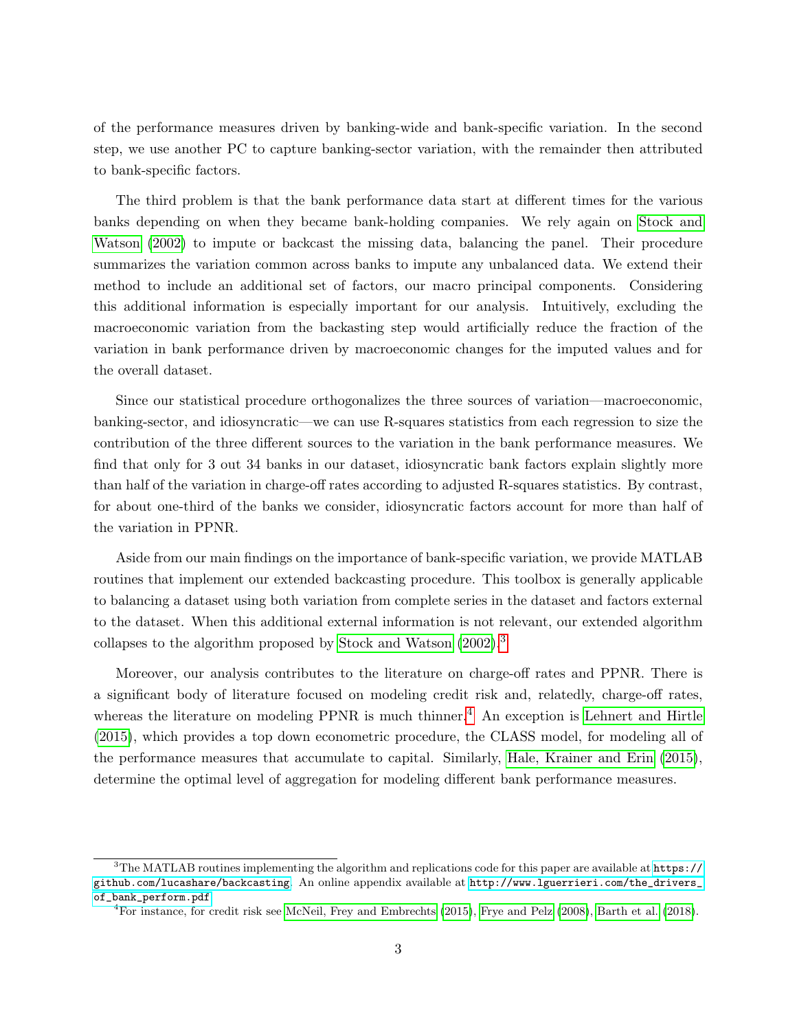of the performance measures driven by banking-wide and bank-specific variation. In the second step, we use another PC to capture banking-sector variation, with the remainder then attributed to bank-specific factors.

The third problem is that the bank performance data start at different times for the various banks depending on when they became bank-holding companies. We rely again on Stock and Watson (2002) to impute or backcast the missing data, balancing the panel. Their procedure summarizes the variation common across banks to impute any unbalanced data. We extend their method to include an additional set of factors, our macro principal components. Considering this additional information is especially important for our analysis. Intuitively, excluding the macroeconomic variation from the backasting step would artificially reduce the fraction of the variation in bank performance driven by macroeconomic changes for the imputed values and for the overall dataset.

Since our statistical procedure orthogonalizes the three sources of variation—macroeconomic, banking-sector, and idiosyncratic—we can use R-squares statistics from each regression to size the contribution of the three different sources to the variation in the bank performance measures. We find that only for 3 out 34 banks in our dataset, idiosyncratic bank factors explain slightly more than half of the variation in charge-off rates according to adjusted R-squares statistics. By contrast, for about one-third of the banks we consider, idiosyncratic factors account for more than half of the variation in PPNR.

Aside from our main findings on the importance of bank-specific variation, we provide MATLAB routines that implement our extended backcasting procedure. This toolbox is generally applicable to balancing a dataset using both variation from complete series in the dataset and factors external to the dataset. When this additional external information is not relevant, our extended algorithm collapses to the algorithm proposed by Stock and Watson (2002).[3]

Moreover, our analysis contributes to the literature on charge-off rates and PPNR. There is a significant body of literature focused on modeling credit risk and, relatedly, charge-off rates, whereas the literature on modeling PPNR is much thinner.[4] An exception is Lehnert and Hirtle (2015), which provides a top down econometric procedure, the CLASS model, for modeling all of the performance measures that accumulate to capital. Similarly, Hale, Krainer and Erin (2015), determine the optimal level of aggregation for modeling different bank performance measures.

---

[3]The MATLAB routines implementing the algorithm and replications code for this paper are available at https://github.com/lucashare/backcasting. An online appendix available at http://www.lguerrieri.com/the_drivers_of_bank_perform.pdf.

[4]For instance, for credit risk see McNeil, Frey and Embrechts (2015), Frye and Pelz (2008), Barth et al. (2018).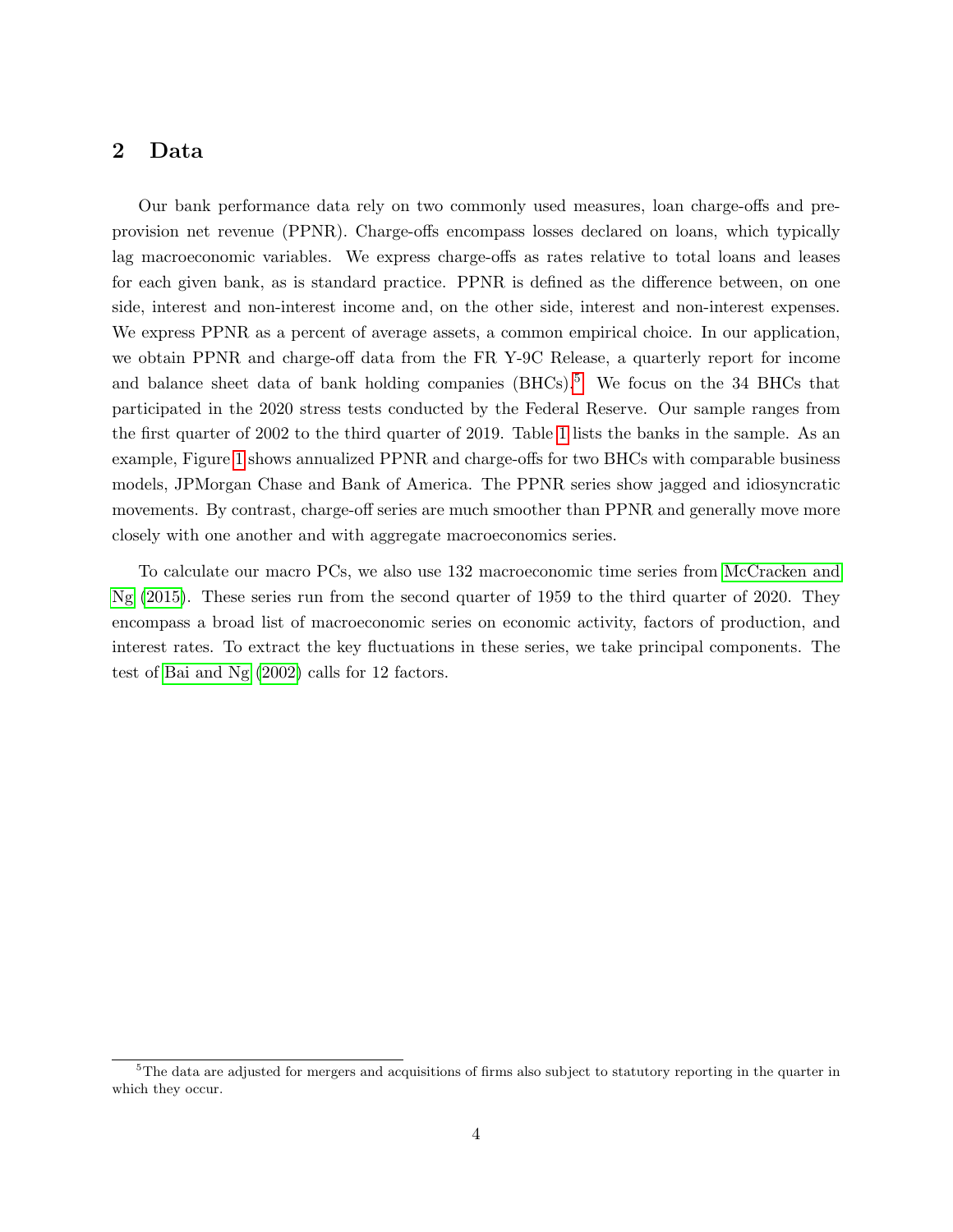## 2 Data

Our bank performance data rely on two commonly used measures, loan charge-offs and pre-provision net revenue (PPNR). Charge-offs encompass losses declared on loans, which typically lag macroeconomic variables. We express charge-offs as rates relative to total loans and leases for each given bank, as is standard practice. PPNR is defined as the difference between, on one side, interest and non-interest income and, on the other side, interest and non-interest expenses. We express PPNR as a percent of average assets, a common empirical choice. In our application, we obtain PPNR and charge-off data from the FR Y-9C Release, a quarterly report for income and balance sheet data of bank holding companies (BHCs).[5] We focus on the 34 BHCs that participated in the 2020 stress tests conducted by the Federal Reserve. Our sample ranges from the first quarter of 2002 to the third quarter of 2019. Table 1 lists the banks in the sample. As an example, Figure 1 shows annualized PPNR and charge-offs for two BHCs with comparable business models, JPMorgan Chase and Bank of America. The PPNR series show jagged and idiosyncratic movements. By contrast, charge-off series are much smoother than PPNR and generally move more closely with one another and with aggregate macroeconomics series.

To calculate our macro PCs, we also use 132 macroeconomic time series from McCracken and Ng (2015). These series run from the second quarter of 1959 to the third quarter of 2020. They encompass a broad list of macroeconomic series on economic activity, factors of production, and interest rates. To extract the key fluctuations in these series, we take principal components. The test of Bai and Ng (2002) calls for 12 factors.

[5] The data are adjusted for mergers and acquisitions of firms also subject to statutory reporting in the quarter in which they occur.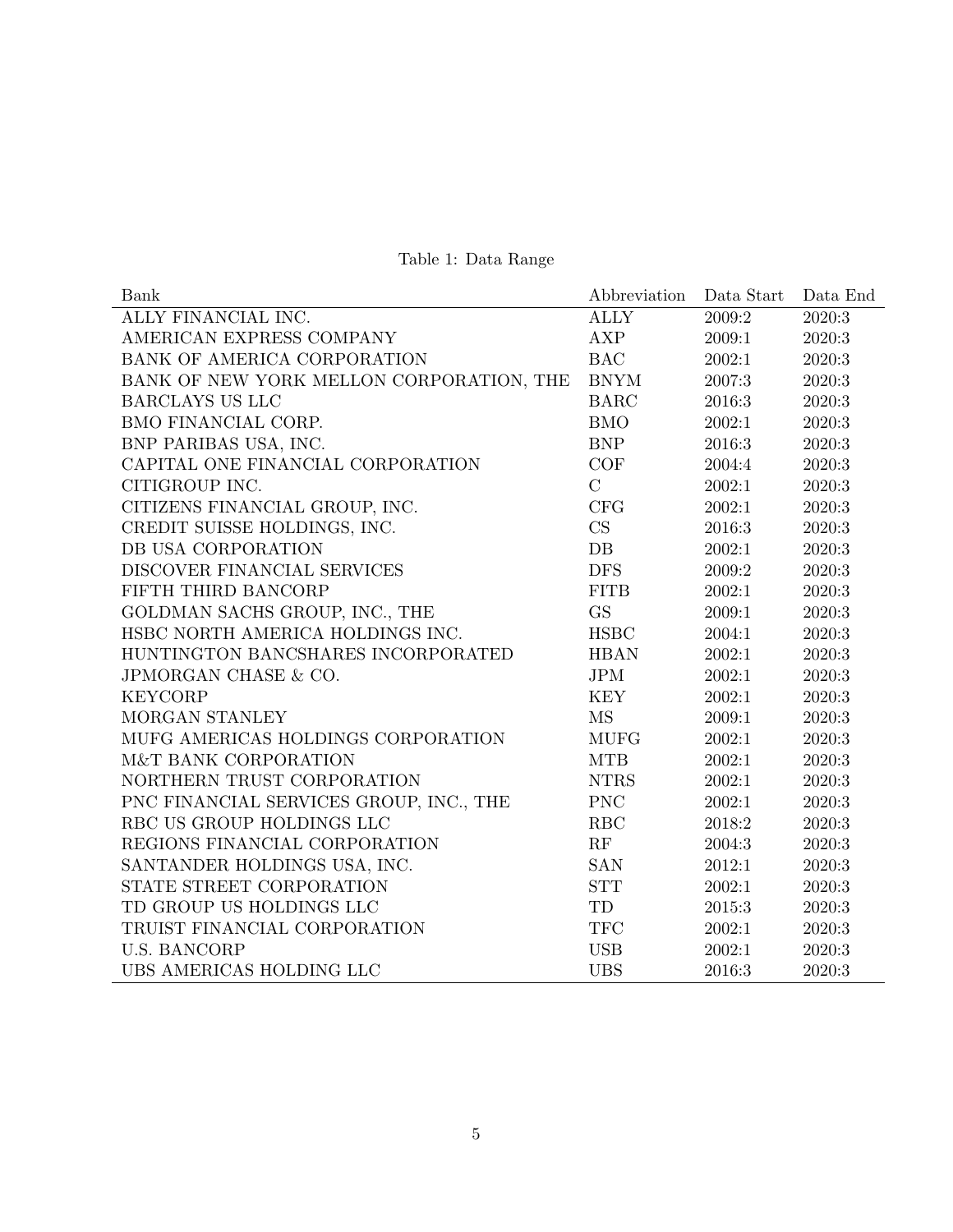Table 1: Data Range

| Bank | Abbreviation | Data Start | Data End |
|---|---|---|---|
| ALLY FINANCIAL INC. | ALLY | 2009:2 | 2020:3 |
| AMERICAN EXPRESS COMPANY | AXP | 2009:1 | 2020:3 |
| BANK OF AMERICA CORPORATION | BAC | 2002:1 | 2020:3 |
| BANK OF NEW YORK MELLON CORPORATION, THE | BNYM | 2007:3 | 2020:3 |
| BARCLAYS US LLC | BARC | 2016:3 | 2020:3 |
| BMO FINANCIAL CORP. | BMO | 2002:1 | 2020:3 |
| BNP PARIBAS USA, INC. | BNP | 2016:3 | 2020:3 |
| CAPITAL ONE FINANCIAL CORPORATION | COF | 2004:4 | 2020:3 |
| CITIGROUP INC. | C | 2002:1 | 2020:3 |
| CITIZENS FINANCIAL GROUP, INC. | CFG | 2002:1 | 2020:3 |
| CREDIT SUISSE HOLDINGS, INC. | CS | 2016:3 | 2020:3 |
| DB USA CORPORATION | DB | 2002:1 | 2020:3 |
| DISCOVER FINANCIAL SERVICES | DFS | 2009:2 | 2020:3 |
| FIFTH THIRD BANCORP | FITB | 2002:1 | 2020:3 |
| GOLDMAN SACHS GROUP, INC., THE | GS | 2009:1 | 2020:3 |
| HSBC NORTH AMERICA HOLDINGS INC. | HSBC | 2004:1 | 2020:3 |
| HUNTINGTON BANCSHARES INCORPORATED | HBAN | 2002:1 | 2020:3 |
| JPMORGAN CHASE & CO. | JPM | 2002:1 | 2020:3 |
| KEYCORP | KEY | 2002:1 | 2020:3 |
| MORGAN STANLEY | MS | 2009:1 | 2020:3 |
| MUFG AMERICAS HOLDINGS CORPORATION | MUFG | 2002:1 | 2020:3 |
| M&T BANK CORPORATION | MTB | 2002:1 | 2020:3 |
| NORTHERN TRUST CORPORATION | NTRS | 2002:1 | 2020:3 |
| PNC FINANCIAL SERVICES GROUP, INC., THE | PNC | 2002:1 | 2020:3 |
| RBC US GROUP HOLDINGS LLC | RBC | 2018:2 | 2020:3 |
| REGIONS FINANCIAL CORPORATION | RF | 2004:3 | 2020:3 |
| SANTANDER HOLDINGS USA, INC. | SAN | 2012:1 | 2020:3 |
| STATE STREET CORPORATION | STT | 2002:1 | 2020:3 |
| TD GROUP US HOLDINGS LLC | TD | 2015:3 | 2020:3 |
| TRUIST FINANCIAL CORPORATION | TFC | 2002:1 | 2020:3 |
| U.S. BANCORP | USB | 2002:1 | 2020:3 |
| UBS AMERICAS HOLDING LLC | UBS | 2016:3 | 2020:3 |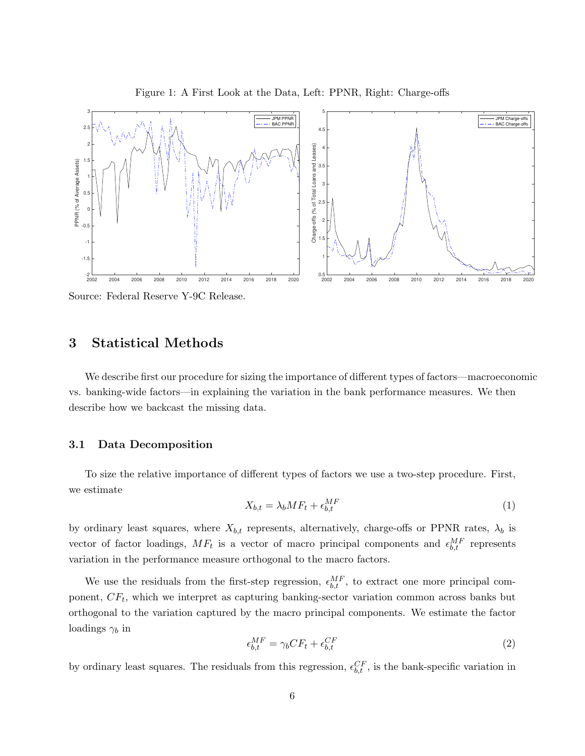Figure 1: A First Look at the Data, Left: PPNR, Right: Charge-offs

Source: Federal Reserve Y-9C Release.

## 3 Statistical Methods

We describe first our procedure for sizing the importance of different types of factors—macroeconomic vs. banking-wide factors—in explaining the variation in the bank performance measures. We then describe how we backcast the missing data.

### 3.1 Data Decomposition

To size the relative importance of different types of factors we use a two-step procedure. First, we estimate

$$X_{b,t} = \lambda_b MF_t + \epsilon_{b,t}^{MF} \tag{1}$$

by ordinary least squares, where $X_{b,t}$ represents, alternatively, charge-offs or PPNR rates, $\lambda_b$ is vector of factor loadings, $MF_t$ is a vector of macro principal components and $\epsilon_{b,t}^{MF}$ represents variation in the performance measure orthogonal to the macro factors.

We use the residuals from the first-step regression, $\epsilon_{b,t}^{MF}$, to extract one more principal component, $CF_t$, which we interpret as capturing banking-sector variation common across banks but orthogonal to the variation captured by the macro principal components. We estimate the factor loadings $\gamma_b$ in

$$\epsilon_{b,t}^{MF} = \gamma_b CF_t + \epsilon_{b,t}^{CF} \tag{2}$$

by ordinary least squares. The residuals from this regression, $\epsilon_{b,t}^{CF}$, is the bank-specific variation in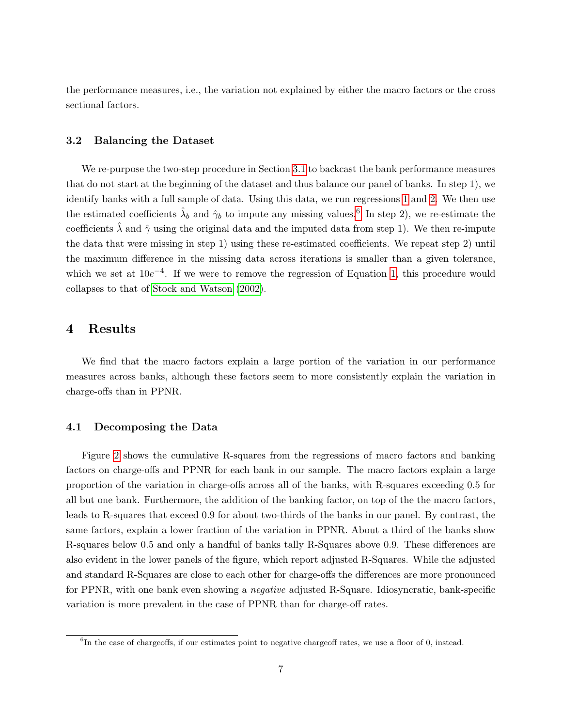the performance measures, i.e., the variation not explained by either the macro factors or the cross sectional factors.

### 3.2 Balancing the Dataset

We re-purpose the two-step procedure in Section 3.1 to backcast the bank performance measures that do not start at the beginning of the dataset and thus balance our panel of banks. In step 1), we identify banks with a full sample of data. Using this data, we run regressions 1 and 2. We then use the estimated coefficients $\hat{\lambda}_b$ and $\hat{\gamma}_b$ to impute any missing values.[6] In step 2), we re-estimate the coefficients $\hat{\lambda}$ and $\hat{\gamma}$ using the original data and the imputed data from step 1). We then re-impute the data that were missing in step 1) using these re-estimated coefficients. We repeat step 2) until the maximum difference in the missing data across iterations is smaller than a given tolerance, which we set at $10e^{-4}$. If we were to remove the regression of Equation 1, this procedure would collapses to that of Stock and Watson (2002).

## 4 Results

We find that the macro factors explain a large portion of the variation in our performance measures across banks, although these factors seem to more consistently explain the variation in charge-offs than in PPNR.

### 4.1 Decomposing the Data

Figure 2 shows the cumulative R-squares from the regressions of macro factors and banking factors on charge-offs and PPNR for each bank in our sample. The macro factors explain a large proportion of the variation in charge-offs across all of the banks, with R-squares exceeding 0.5 for all but one bank. Furthermore, the addition of the banking factor, on top of the the macro factors, leads to R-squares that exceed 0.9 for about two-thirds of the banks in our panel. By contrast, the same factors, explain a lower fraction of the variation in PPNR. About a third of the banks show R-squares below 0.5 and only a handful of banks tally R-Squares above 0.9. These differences are also evident in the lower panels of the figure, which report adjusted R-Squares. While the adjusted and standard R-Squares are close to each other for charge-offs the differences are more pronounced for PPNR, with one bank even showing a *negative* adjusted R-Square. Idiosyncratic, bank-specific variation is more prevalent in the case of PPNR than for charge-off rates.

[6] In the case of chargeoffs, if our estimates point to negative chargeoff rates, we use a floor of 0, instead.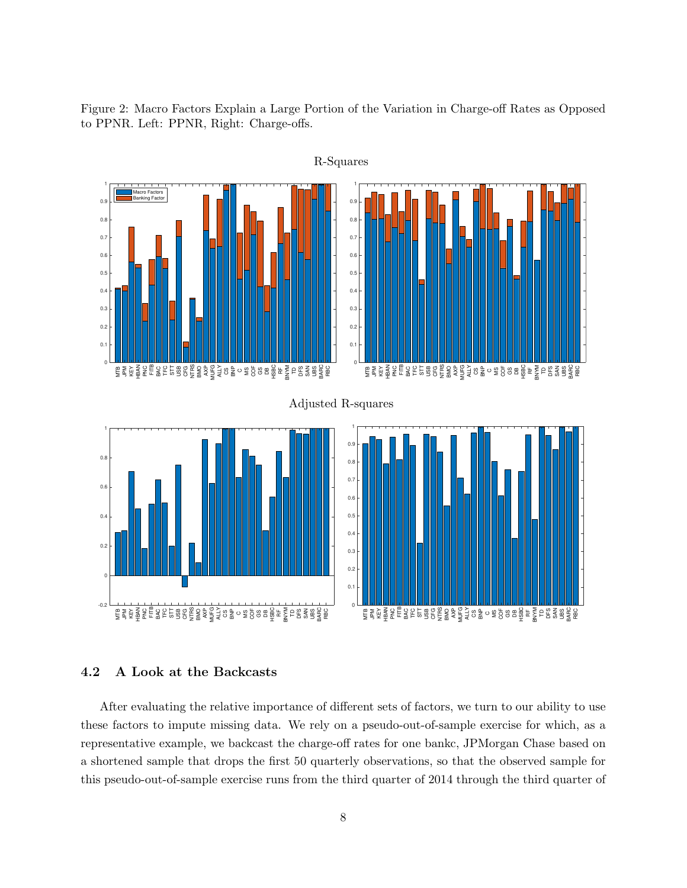Figure 2: Macro Factors Explain a Large Portion of the Variation in Charge-off Rates as Opposed to PPNR. Left: PPNR, Right: Charge-offs.

## 4.2 A Look at the Backcasts

After evaluating the relative importance of different sets of factors, we turn to our ability to use these factors to impute missing data. We rely on a pseudo-out-of-sample exercise for which, as a representative example, we backcast the charge-off rates for one bankc, JPMorgan Chase based on a shortened sample that drops the first 50 quarterly observations, so that the observed sample for this pseudo-out-of-sample exercise runs from the third quarter of 2014 through the third quarter of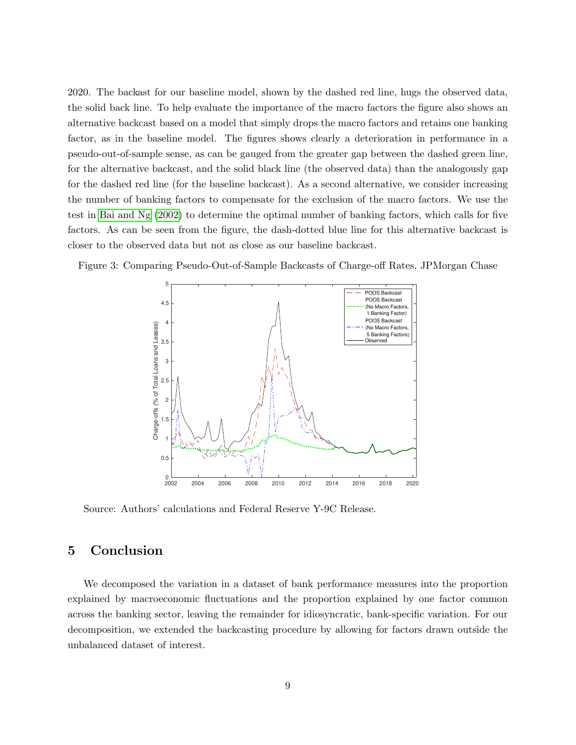2020. The backast for our baseline model, shown by the dashed red line, hugs the observed data, the solid back line. To help evaluate the importance of the macro factors the figure also shows an alternative backcast based on a model that simply drops the macro factors and retains one banking factor, as in the baseline model. The figures shows clearly a deterioration in performance in a pseudo-out-of-sample sense, as can be gauged from the greater gap between the dashed green line, for the alternative backcast, and the solid black line (the observed data) than the analogously gap for the dashed red line (for the baseline backcast). As a second alternative, we consider increasing the number of banking factors to compensate for the exclusion of the macro factors. We use the test in Bai and Ng (2002) to determine the optimal number of banking factors, which calls for five factors. As can be seen from the figure, the dash-dotted blue line for this alternative backcast is closer to the observed data but not as close as our baseline backcast.

Figure 3: Comparing Pseudo-Out-of-Sample Backcasts of Charge-off Rates, JPMorgan Chase

Source: Authors' calculations and Federal Reserve Y-9C Release.

# 5 Conclusion

We decomposed the variation in a dataset of bank performance measures into the proportion explained by macroeconomic fluctuations and the proportion explained by one factor common across the banking sector, leaving the remainder for idiosyncratic, bank-specific variation. For our decomposition, we extended the backcasting procedure by allowing for factors drawn outside the unbalanced dataset of interest.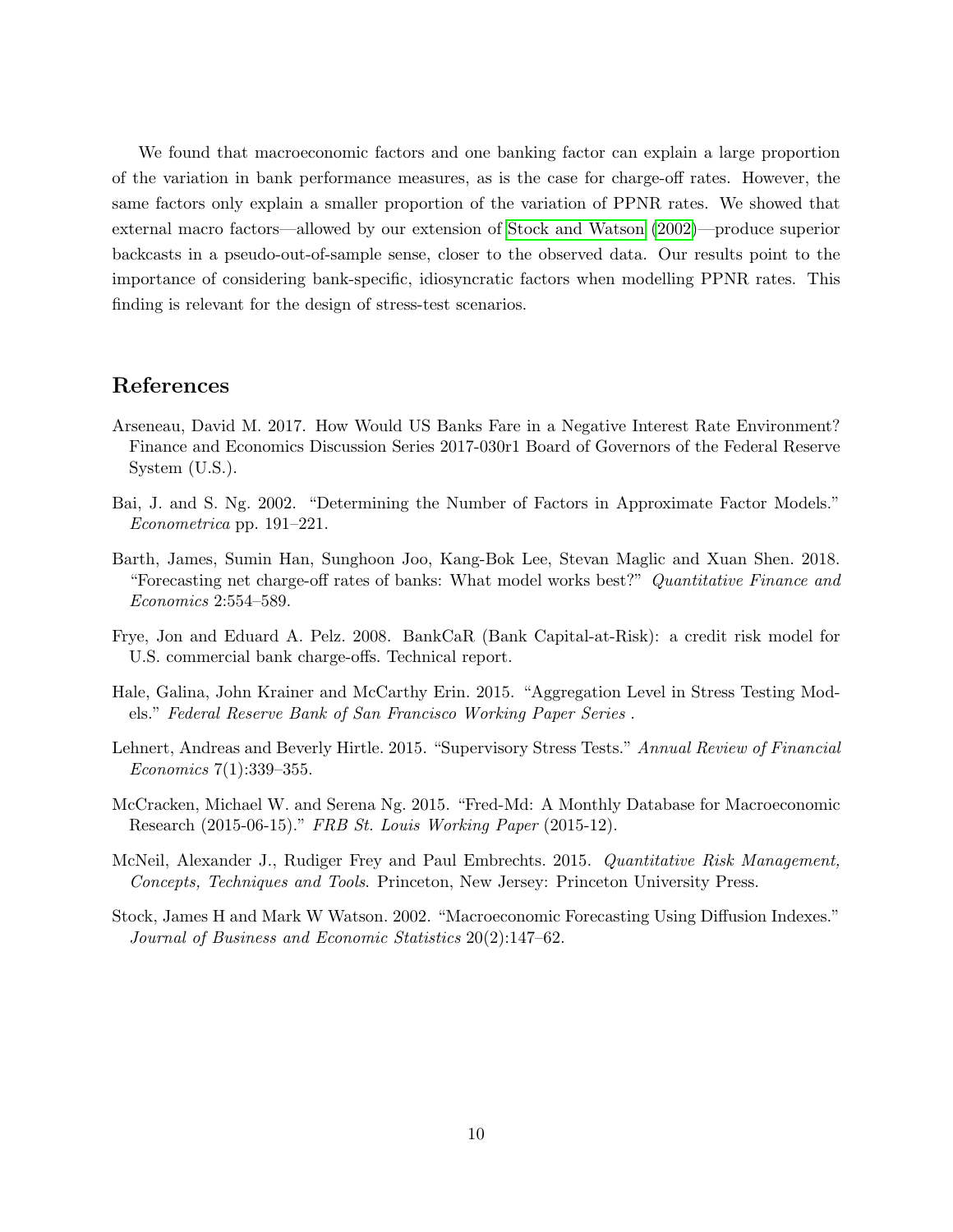We found that macroeconomic factors and one banking factor can explain a large proportion of the variation in bank performance measures, as is the case for charge-off rates. However, the same factors only explain a smaller proportion of the variation of PPNR rates. We showed that external macro factors—allowed by our extension of Stock and Watson (2002)—produce superior backcasts in a pseudo-out-of-sample sense, closer to the observed data. Our results point to the importance of considering bank-specific, idiosyncratic factors when modelling PPNR rates. This finding is relevant for the design of stress-test scenarios.

## References

Arseneau, David M. 2017. How Would US Banks Fare in a Negative Interest Rate Environment? Finance and Economics Discussion Series 2017-030r1 Board of Governors of the Federal Reserve System (U.S.).

Bai, J. and S. Ng. 2002. "Determining the Number of Factors in Approximate Factor Models." *Econometrica* pp. 191–221.

Barth, James, Sumin Han, Sunghoon Joo, Kang-Bok Lee, Stevan Maglic and Xuan Shen. 2018. "Forecasting net charge-off rates of banks: What model works best?" *Quantitative Finance and Economics* 2:554–589.

Frye, Jon and Eduard A. Pelz. 2008. BankCaR (Bank Capital-at-Risk): a credit risk model for U.S. commercial bank charge-offs. Technical report.

Hale, Galina, John Krainer and McCarthy Erin. 2015. "Aggregation Level in Stress Testing Models." *Federal Reserve Bank of San Francisco Working Paper Series* .

Lehnert, Andreas and Beverly Hirtle. 2015. "Supervisory Stress Tests." *Annual Review of Financial Economics* 7(1):339–355.

McCracken, Michael W. and Serena Ng. 2015. "Fred-Md: A Monthly Database for Macroeconomic Research (2015-06-15)." *FRB St. Louis Working Paper* (2015-12).

McNeil, Alexander J., Rudiger Frey and Paul Embrechts. 2015. *Quantitative Risk Management, Concepts, Techniques and Tools*. Princeton, New Jersey: Princeton University Press.

Stock, James H and Mark W Watson. 2002. "Macroeconomic Forecasting Using Diffusion Indexes." *Journal of Business and Economic Statistics* 20(2):147–62.